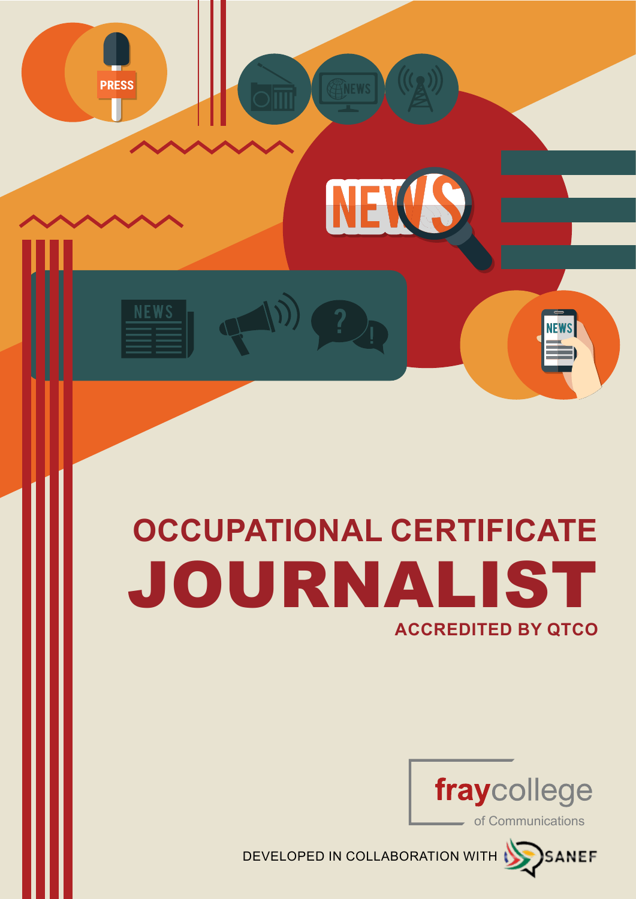# OCCUPATIONAL CERTIFICATE

# JOURNALIST

**ACCREDITED BY QTCO**

fraycollege of Communications

DEVELOPED IN COLLABORATION WITH SANEF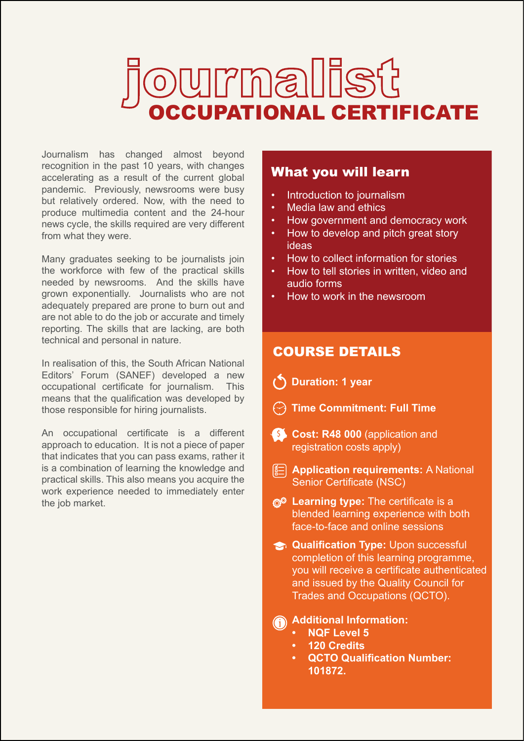# journalist OCCUPATIONAL CERTIFICATE

Journalism has changed almost beyond recognition in the past 10 years, with changes accelerating as a result of the current global pandemic. Previously, newsrooms were busy but relatively ordered. Now, with the need to produce multimedia content and the 24-hour news cycle, the skills required are very different from what they were.

Many graduates seeking to be journalists join the workforce with few of the practical skills needed by newsrooms. And the skills have grown exponentially. Journalists who are not adequately prepared are prone to burn out and are not able to do the job or accurate and timely reporting. The skills that are lacking, are both technical and personal in nature.

In realisation of this, the South African National Editors' Forum (SANEF) developed a new occupational certificate for journalism. This means that the qualification was developed by those responsible for hiring journalists.

An occupational certificate is a different approach to education. It is not a piece of paper that indicates that you can pass exams, rather it is a combination of learning the knowledge and practical skills. This also means you acquire the work experience needed to immediately enter the job market.

## What you will learn

- Introduction to journalism
- Media law and ethics
- How government and democracy work
- How to develop and pitch great story ideas
- How to collect information for stories
- How to tell stories in written, video and audio forms
- How to work in the newsroom

## COURSE DETAILS

**Duration: 1 year**

**Time Commitment: Full Time**

**Cost: R48 000** (application and registration costs apply)

**Application requirements:** A National Senior Certificate (NSC)

**Learning type:** The certificate is a blended learning experience with both face-to-face and online sessions

**Qualification Type:** Upon successful completion of this learning programme, you will receive a certificate authenticated and issued by the Quality Council for Trades and Occupations (QCTO).

**Additional Information:**

- **NQF Level 5**
- **120 Credits**
- **QCTO Qualification Number: 101872.**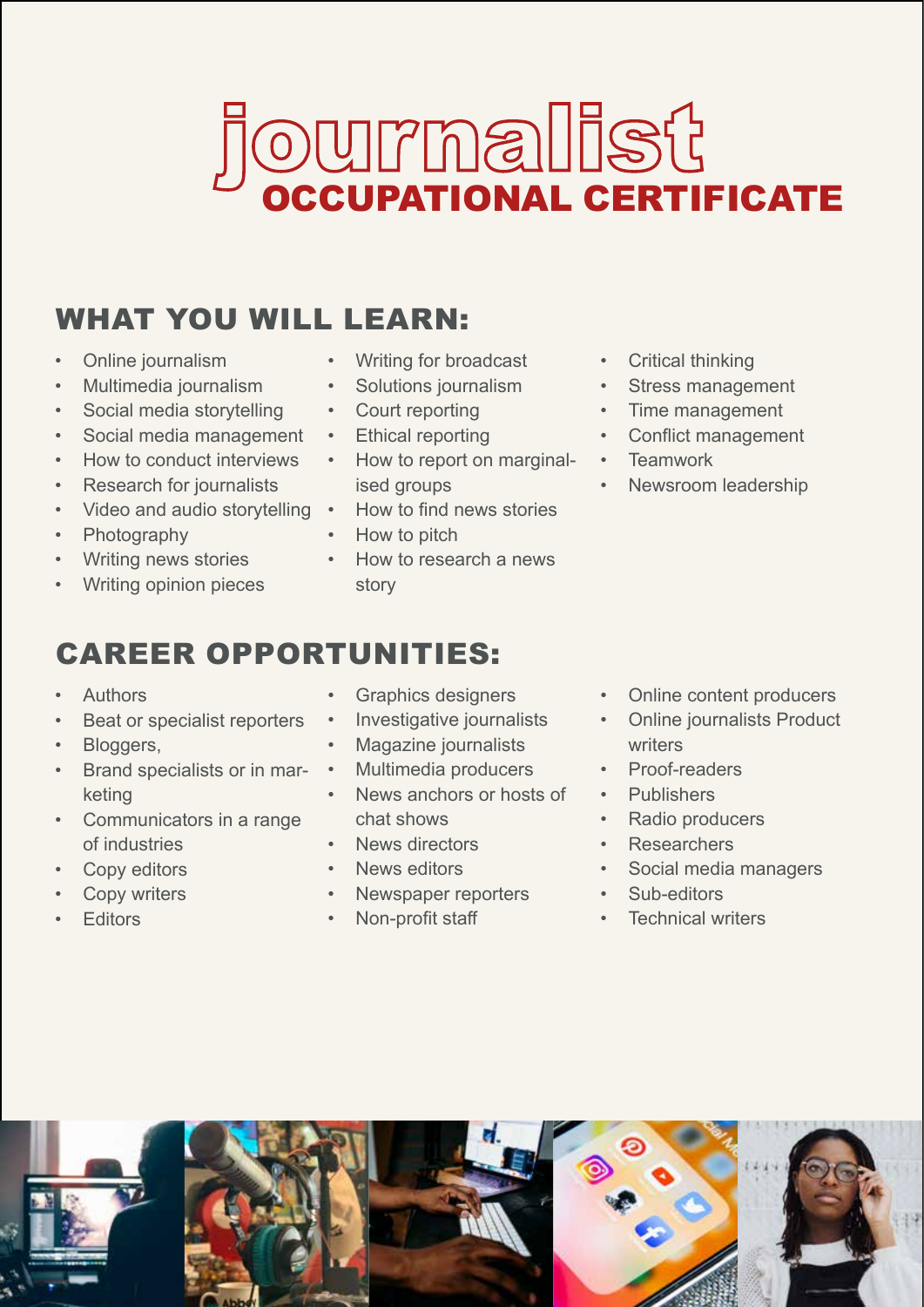# journalist
## OCCUPATIONAL CERTIFICATE

## WHAT YOU WILL LEARN:

- Online journalism
- Multimedia journalism
- Social media storytelling
- Social media management
- How to conduct interviews
- Research for journalists
- Video and audio storytelling
- Photography
- Writing news stories
- Writing opinion pieces
- Writing for broadcast
- Solutions journalism
- Court reporting
- Ethical reporting
- How to report on marginalised groups
- How to find news stories
- How to pitch
- How to research a news story
- Critical thinking
- Stress management
- Time management
- Conflict management
- Teamwork
- Newsroom leadership

## CAREER OPPORTUNITIES:

- Authors
- Beat or specialist reporters
- Bloggers,
- Brand specialists or in marketing
- Communicators in a range of industries
- Copy editors
- Copy writers
- Editors
- Graphics designers
- Investigative journalists
- Magazine journalists
- Multimedia producers
- News anchors or hosts of chat shows
- News directors
- News editors
- Newspaper reporters
- Non-profit staff
- Online content producers
- Online journalists Product writers
- Proof-readers
- Publishers
- Radio producers
- Researchers
- Social media managers
- Sub-editors
- Technical writers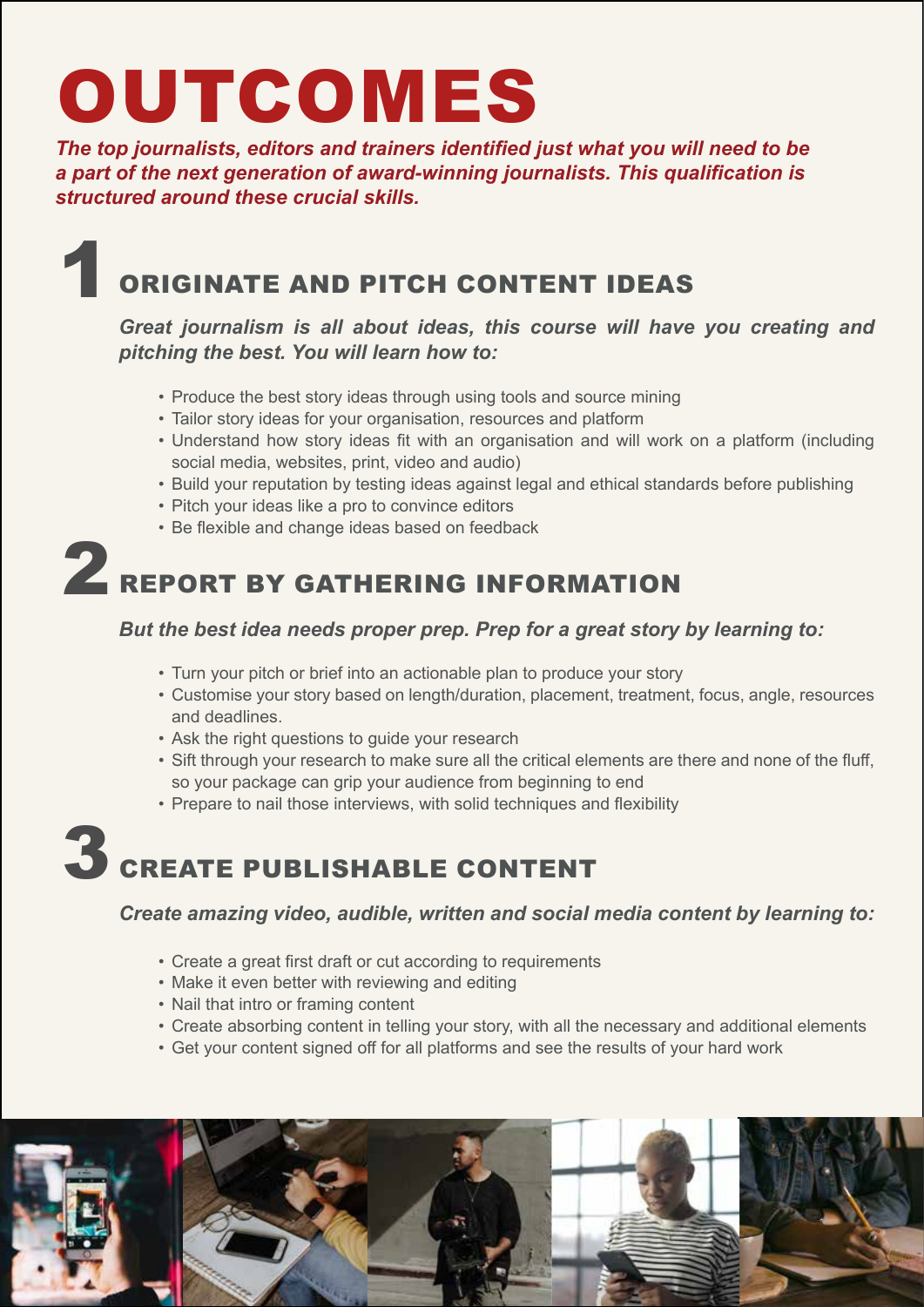# OUTCOMES

***The top journalists, editors and trainers identified just what you will need to be a part of the next generation of award-winning journalists. This qualification is structured around these crucial skills.***

## 1 ORIGINATE AND PITCH CONTENT IDEAS

***Great journalism is all about ideas, this course will have you creating and pitching the best. You will learn how to:***

- Produce the best story ideas through using tools and source mining
- Tailor story ideas for your organisation, resources and platform
- Understand how story ideas fit with an organisation and will work on a platform (including social media, websites, print, video and audio)
- Build your reputation by testing ideas against legal and ethical standards before publishing
- Pitch your ideas like a pro to convince editors
- Be flexible and change ideas based on feedback

## 2 REPORT BY GATHERING INFORMATION

***But the best idea needs proper prep. Prep for a great story by learning to:***

- Turn your pitch or brief into an actionable plan to produce your story
- Customise your story based on length/duration, placement, treatment, focus, angle, resources and deadlines.
- Ask the right questions to guide your research
- Sift through your research to make sure all the critical elements are there and none of the fluff, so your package can grip your audience from beginning to end
- Prepare to nail those interviews, with solid techniques and flexibility

## 3 CREATE PUBLISHABLE CONTENT

***Create amazing video, audible, written and social media content by learning to:***

- Create a great first draft or cut according to requirements
- Make it even better with reviewing and editing
- Nail that intro or framing content
- Create absorbing content in telling your story, with all the necessary and additional elements
- Get your content signed off for all platforms and see the results of your hard work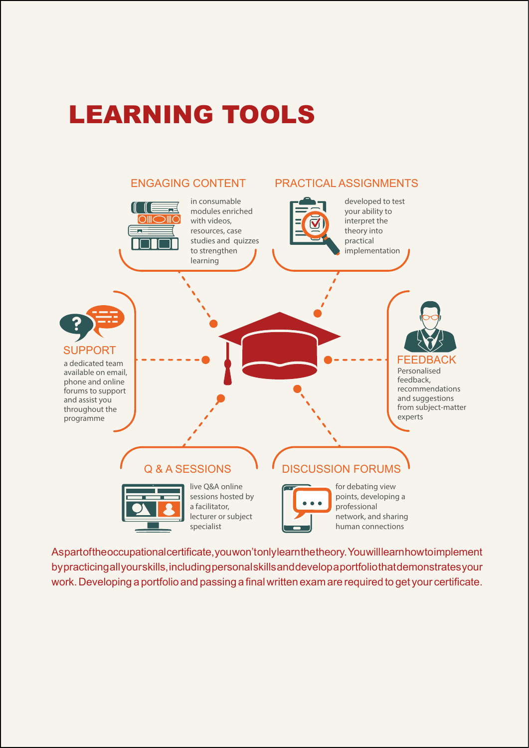# LEARNING TOOLS

## ENGAGING CONTENT

in consumable modules enriched with videos, resources, case studies and quizzes to strengthen learning

## PRACTICAL ASSIGNMENTS

developed to test your ability to interpret the theory into practical implementation

## SUPPORT

a dedicated team available on email, phone and online forums to support and assist you throughout the programme

## FEEDBACK

Personalised feedback, recommendations and suggestions from subject-matter experts

## Q & A SESSIONS

live Q&A online sessions hosted by a facilitator, lecturer or subject specialist

## DISCUSSION FORUMS

for debating view points, developing a professional network, and sharing human connections

As part of the occupational certificate, you won't only learn the theory. You will learn how to implement by practicing all your skills, including personal skills and develop a portfolio that demonstrates your work. Developing a portfolio and passing a final written exam are required to get your certificate.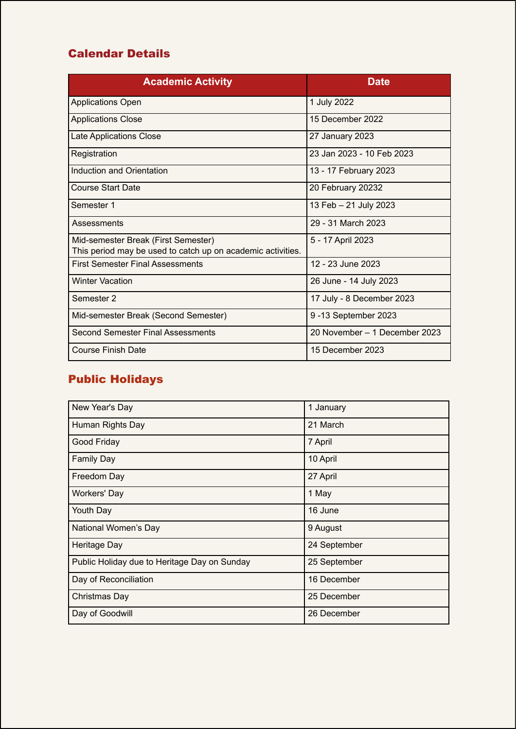## Calendar Details

| Academic Activity | Date |
|---|---|
| Applications Open | 1 July 2022 |
| Applications Close | 15 December 2022 |
| Late Applications Close | 27 January 2023 |
| Registration | 23 Jan 2023 - 10 Feb 2023 |
| Induction and Orientation | 13 - 17 February 2023 |
| Course Start Date | 20 February 20232 |
| Semester 1 | 13 Feb – 21 July 2023 |
| Assessments | 29 - 31 March 2023 |
| Mid-semester Break (First Semester)<br>This period may be used to catch up on academic activities. | 5 - 17 April 2023 |
| First Semester Final Assessments | 12 - 23 June 2023 |
| Winter Vacation | 26 June - 14 July 2023 |
| Semester 2 | 17 July - 8 December 2023 |
| Mid-semester Break (Second Semester) | 9 -13 September 2023 |
| Second Semester Final Assessments | 20 November – 1 December 2023 |
| Course Finish Date | 15 December 2023 |

## Public Holidays

| | |
|---|---|
| New Year's Day | 1 January |
| Human Rights Day | 21 March |
| Good Friday | 7 April |
| Family Day | 10 April |
| Freedom Day | 27 April |
| Workers' Day | 1 May |
| Youth Day | 16 June |
| National Women’s Day | 9 August |
| Heritage Day | 24 September |
| Public Holiday due to Heritage Day on Sunday | 25 September |
| Day of Reconciliation | 16 December |
| Christmas Day | 25 December |
| Day of Goodwill | 26 December |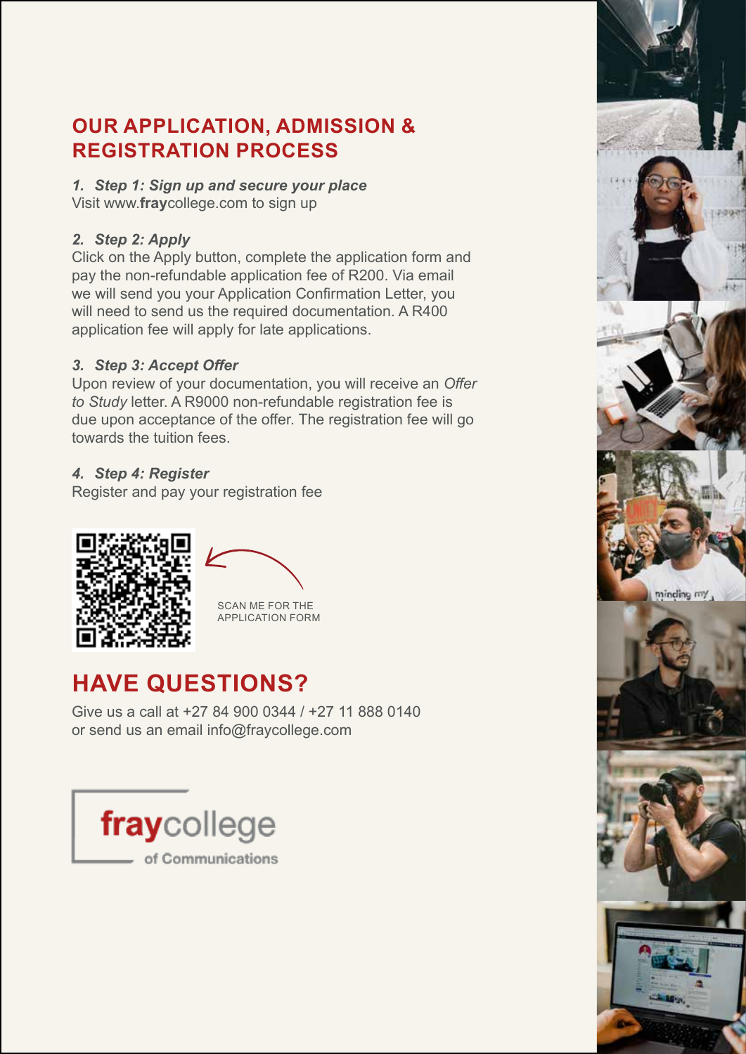## OUR APPLICATION, ADMISSION & REGISTRATION PROCESS

1. ***Step 1: Sign up and secure your place***
   Visit www.**fray**college.com to sign up

2. ***Step 2: Apply***
   Click on the Apply button, complete the application form and pay the non-refundable application fee of R200. Via email we will send you your Application Confirmation Letter, you will need to send us the required documentation. A R400 application fee will apply for late applications.

3. ***Step 3: Accept Offer***
   Upon review of your documentation, you will receive an *Offer to Study* letter. A R9000 non-refundable registration fee is due upon acceptance of the offer. The registration fee will go towards the tuition fees.

4. ***Step 4: Register***
   Register and pay your registration fee

SCAN ME FOR THE APPLICATION FORM

## HAVE QUESTIONS?

Give us a call at +27 84 900 0344 / +27 11 888 0140 or send us an email info@fraycollege.com

**fray**college of Communications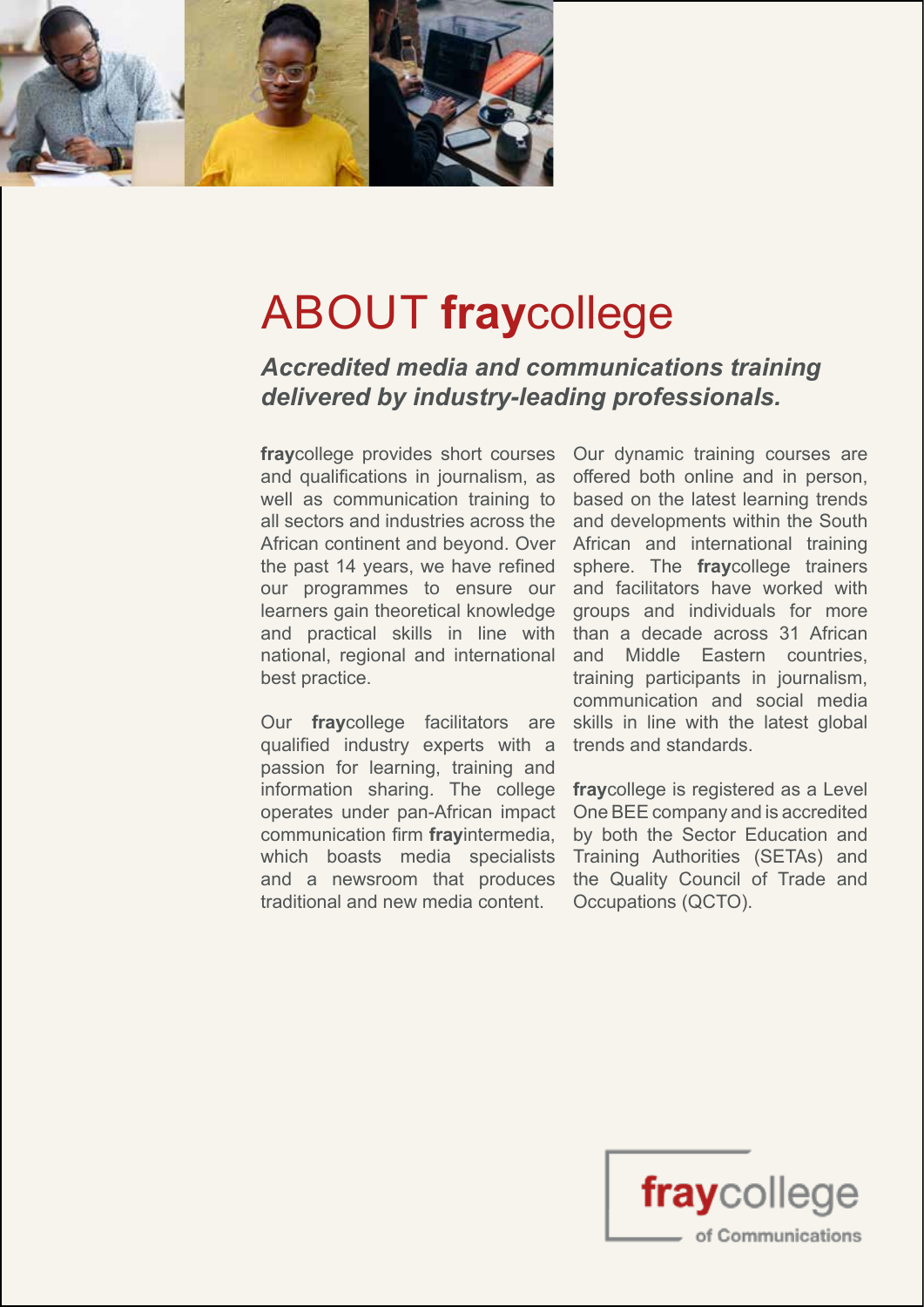# ABOUT **fray**college

***Accredited media and communications training delivered by industry-leading professionals.***

**fray**college provides short courses and qualifications in journalism, as well as communication training to all sectors and industries across the African continent and beyond. Over the past 14 years, we have refined our programmes to ensure our learners gain theoretical knowledge and practical skills in line with national, regional and international best practice.

Our **fray**college facilitators are qualified industry experts with a passion for learning, training and information sharing. The college operates under pan-African impact communication firm **fray**intermedia, which boasts media specialists and a newsroom that produces traditional and new media content.

Our dynamic training courses are offered both online and in person, based on the latest learning trends and developments within the South African and international training sphere. The **fray**college trainers and facilitators have worked with groups and individuals for more than a decade across 31 African and Middle Eastern countries, training participants in journalism, communication and social media skills in line with the latest global trends and standards.

**fray**college is registered as a Level One BEE company and is accredited by both the Sector Education and Training Authorities (SETAs) and the Quality Council of Trade and Occupations (QCTO).

**fray**college
of Communications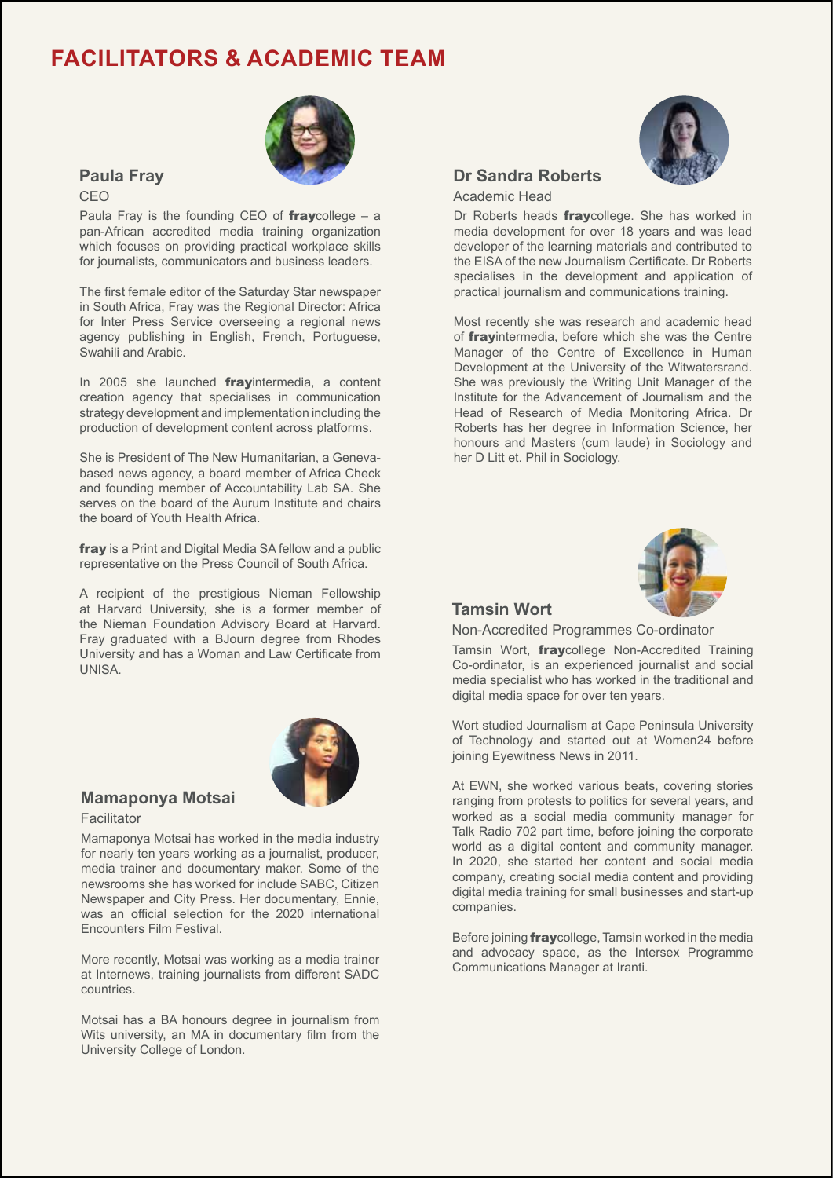# FACILITATORS & ACADEMIC TEAM

## Paula Fray

CEO

Paula Fray is the founding CEO of **fray**college – a pan-African accredited media training organization which focuses on providing practical workplace skills for journalists, communicators and business leaders.

The first female editor of the Saturday Star newspaper in South Africa, Fray was the Regional Director: Africa for Inter Press Service overseeing a regional news agency publishing in English, French, Portuguese, Swahili and Arabic.

In 2005 she launched **fray**intermedia, a content creation agency that specialises in communication strategy development and implementation including the production of development content across platforms.

She is President of The New Humanitarian, a Geneva-based news agency, a board member of Africa Check and founding member of Accountability Lab SA. She serves on the board of the Aurum Institute and chairs the board of Youth Health Africa.

**fray** is a Print and Digital Media SA fellow and a public representative on the Press Council of South Africa.

A recipient of the prestigious Nieman Fellowship at Harvard University, she is a former member of the Nieman Foundation Advisory Board at Harvard. Fray graduated with a BJourn degree from Rhodes University and has a Woman and Law Certificate from UNISA.

## Mamaponya Motsai

Facilitator

Mamaponya Motsai has worked in the media industry for nearly ten years working as a journalist, producer, media trainer and documentary maker. Some of the newsrooms she has worked for include SABC, Citizen Newspaper and City Press. Her documentary, Ennie, was an official selection for the 2020 international Encounters Film Festival.

More recently, Motsai was working as a media trainer at Internews, training journalists from different SADC countries.

Motsai has a BA honours degree in journalism from Wits university, an MA in documentary film from the University College of London.

## Dr Sandra Roberts

Academic Head

Dr Roberts heads **fray**college. She has worked in media development for over 18 years and was lead developer of the learning materials and contributed to the EISA of the new Journalism Certificate. Dr Roberts specialises in the development and application of practical journalism and communications training.

Most recently she was research and academic head of **fray**intermedia, before which she was the Centre Manager of the Centre of Excellence in Human Development at the University of the Witwatersrand. She was previously the Writing Unit Manager of the Institute for the Advancement of Journalism and the Head of Research of Media Monitoring Africa. Dr Roberts has her degree in Information Science, her honours and Masters (cum laude) in Sociology and her D Litt et. Phil in Sociology.

## Tamsin Wort

Non-Accredited Programmes Co-ordinator

Tamsin Wort, **fray**college Non-Accredited Training Co-ordinator, is an experienced journalist and social media specialist who has worked in the traditional and digital media space for over ten years.

Wort studied Journalism at Cape Peninsula University of Technology and started out at Women24 before joining Eyewitness News in 2011.

At EWN, she worked various beats, covering stories ranging from protests to politics for several years, and worked as a social media community manager for Talk Radio 702 part time, before joining the corporate world as a digital content and community manager. In 2020, she started her content and social media company, creating social media content and providing digital media training for small businesses and start-up companies.

Before joining **fray**college, Tamsin worked in the media and advocacy space, as the Intersex Programme Communications Manager at Iranti.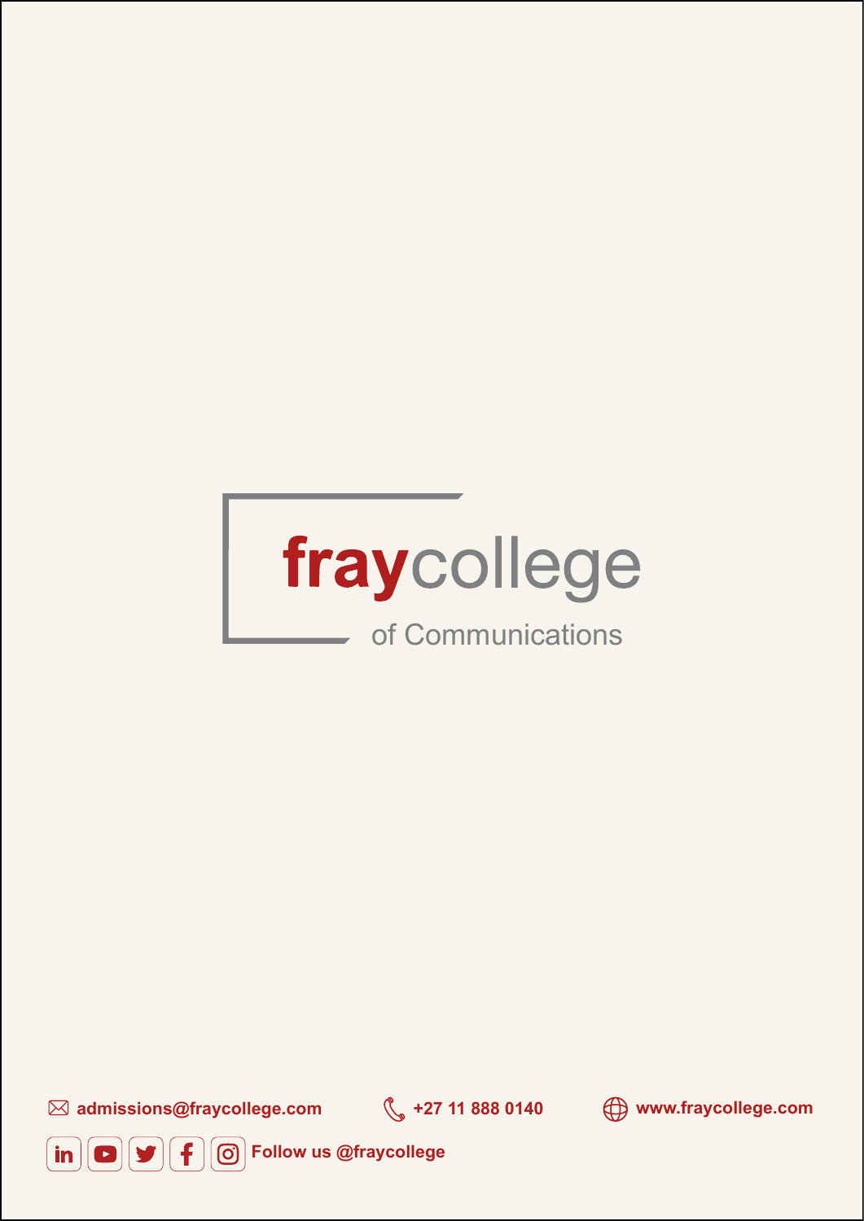**fray**college

of Communications

admissions@fraycollege.com

+27 11 888 0140

www.fraycollege.com

Follow us @fraycollege